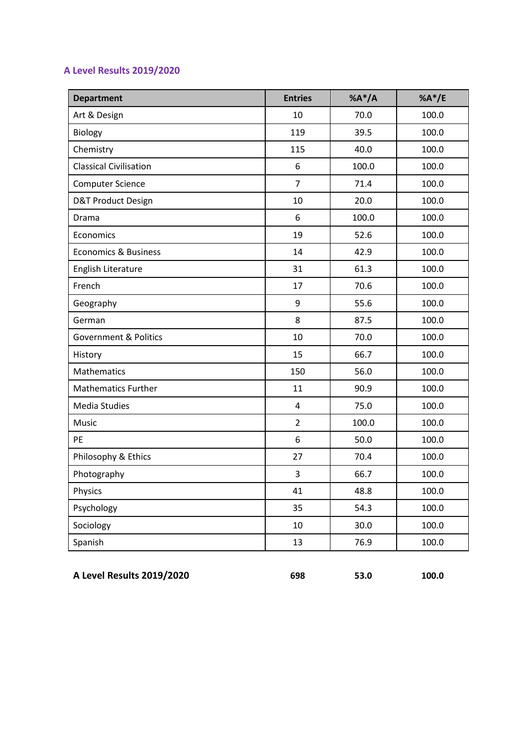## A Level Results 2019/2020

| Department | Entries | %A*/A | %A*/E |
|---|---|---|---|
| Art & Design | 10 | 70.0 | 100.0 |
| Biology | 119 | 39.5 | 100.0 |
| Chemistry | 115 | 40.0 | 100.0 |
| Classical Civilisation | 6 | 100.0 | 100.0 |
| Computer Science | 7 | 71.4 | 100.0 |
| D&T Product Design | 10 | 20.0 | 100.0 |
| Drama | 6 | 100.0 | 100.0 |
| Economics | 19 | 52.6 | 100.0 |
| Economics & Business | 14 | 42.9 | 100.0 |
| English Literature | 31 | 61.3 | 100.0 |
| French | 17 | 70.6 | 100.0 |
| Geography | 9 | 55.6 | 100.0 |
| German | 8 | 87.5 | 100.0 |
| Government & Politics | 10 | 70.0 | 100.0 |
| History | 15 | 66.7 | 100.0 |
| Mathematics | 150 | 56.0 | 100.0 |
| Mathematics Further | 11 | 90.9 | 100.0 |
| Media Studies | 4 | 75.0 | 100.0 |
| Music | 2 | 100.0 | 100.0 |
| PE | 6 | 50.0 | 100.0 |
| Philosophy & Ethics | 27 | 70.4 | 100.0 |
| Photography | 3 | 66.7 | 100.0 |
| Physics | 41 | 48.8 | 100.0 |
| Psychology | 35 | 54.3 | 100.0 |
| Sociology | 10 | 30.0 | 100.0 |
| Spanish | 13 | 76.9 | 100.0 |
| **A Level Results 2019/2020** | **698** | **53.0** | **100.0** |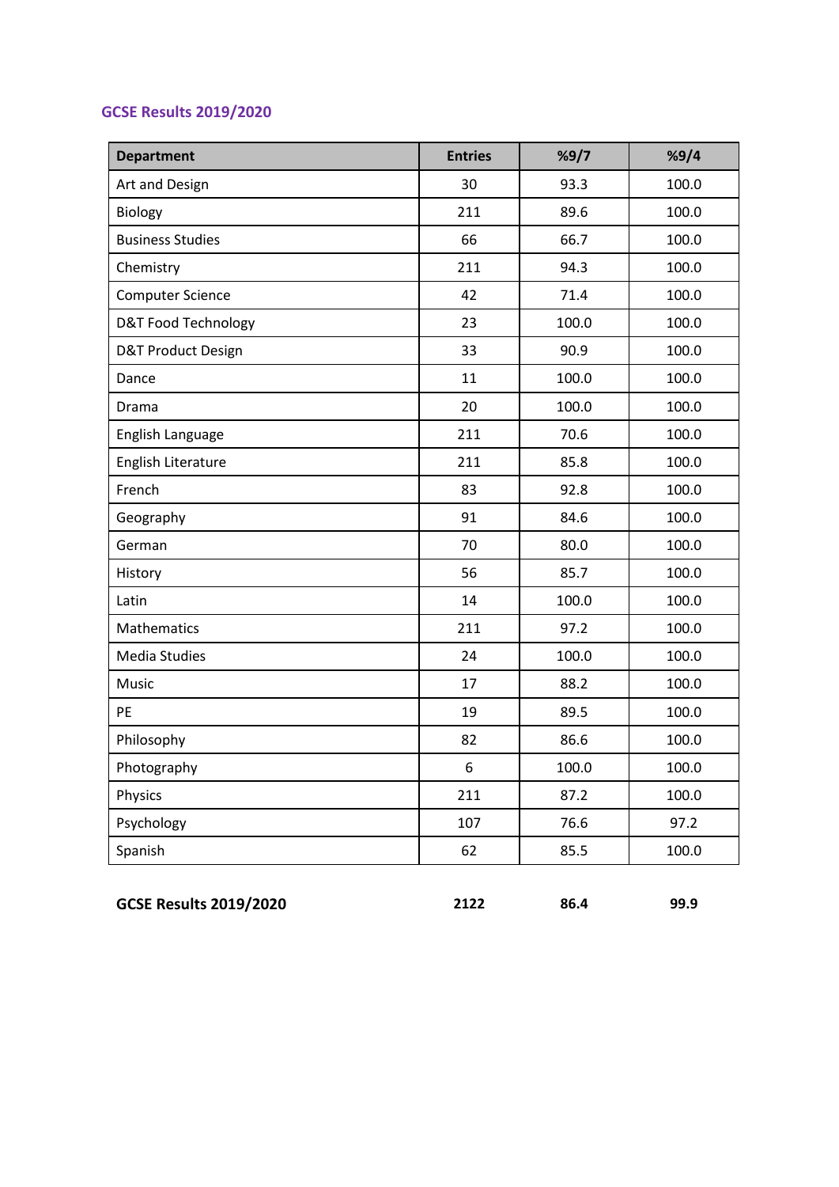## GCSE Results 2019/2020

| Department | Entries | %9/7 | %9/4 |
|---|---|---|---|
| Art and Design | 30 | 93.3 | 100.0 |
| Biology | 211 | 89.6 | 100.0 |
| Business Studies | 66 | 66.7 | 100.0 |
| Chemistry | 211 | 94.3 | 100.0 |
| Computer Science | 42 | 71.4 | 100.0 |
| D&T Food Technology | 23 | 100.0 | 100.0 |
| D&T Product Design | 33 | 90.9 | 100.0 |
| Dance | 11 | 100.0 | 100.0 |
| Drama | 20 | 100.0 | 100.0 |
| English Language | 211 | 70.6 | 100.0 |
| English Literature | 211 | 85.8 | 100.0 |
| French | 83 | 92.8 | 100.0 |
| Geography | 91 | 84.6 | 100.0 |
| German | 70 | 80.0 | 100.0 |
| History | 56 | 85.7 | 100.0 |
| Latin | 14 | 100.0 | 100.0 |
| Mathematics | 211 | 97.2 | 100.0 |
| Media Studies | 24 | 100.0 | 100.0 |
| Music | 17 | 88.2 | 100.0 |
| PE | 19 | 89.5 | 100.0 |
| Philosophy | 82 | 86.6 | 100.0 |
| Photography | 6 | 100.0 | 100.0 |
| Physics | 211 | 87.2 | 100.0 |
| Psychology | 107 | 76.6 | 97.2 |
| Spanish | 62 | 85.5 | 100.0 |
| **GCSE Results 2019/2020** | **2122** | **86.4** | **99.9** |